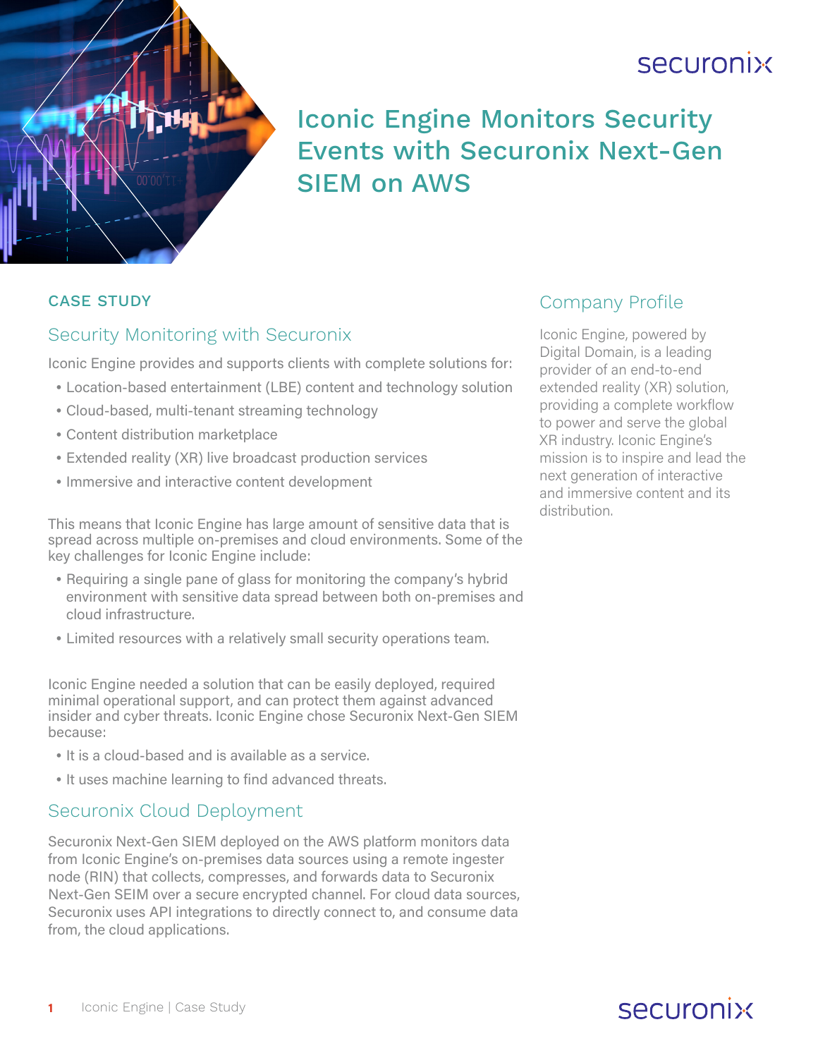# Iconic Engine Monitors Security Events with Securonix Next-Gen SIEM on AWS

CASE STUDY

## Security Monitoring with Securonix

Iconic Engine provides and supports clients with complete solutions for:

- Location-based entertainment (LBE) content and technology solution
- Cloud-based, multi-tenant streaming technology
- Content distribution marketplace
- Extended reality (XR) live broadcast production services
- Immersive and interactive content development

This means that Iconic Engine has large amount of sensitive data that is spread across multiple on-premises and cloud environments. Some of the key challenges for Iconic Engine include:

- Requiring a single pane of glass for monitoring the company's hybrid environment with sensitive data spread between both on-premises and cloud infrastructure.
- Limited resources with a relatively small security operations team.

Iconic Engine needed a solution that can be easily deployed, required minimal operational support, and can protect them against advanced insider and cyber threats. Iconic Engine chose Securonix Next-Gen SIEM because:

- It is a cloud-based and is available as a service.
- It uses machine learning to find advanced threats.

## Securonix Cloud Deployment

Securonix Next-Gen SIEM deployed on the AWS platform monitors data from Iconic Engine's on-premises data sources using a remote ingester node (RIN) that collects, compresses, and forwards data to Securonix Next-Gen SEIM over a secure encrypted channel. For cloud data sources, Securonix uses API integrations to directly connect to, and consume data from, the cloud applications.

## Company Profile

Iconic Engine, powered by Digital Domain, is a leading provider of an end-to-end extended reality (XR) solution, providing a complete workflow to power and serve the global XR industry. Iconic Engine's mission is to inspire and lead the next generation of interactive and immersive content and its distribution.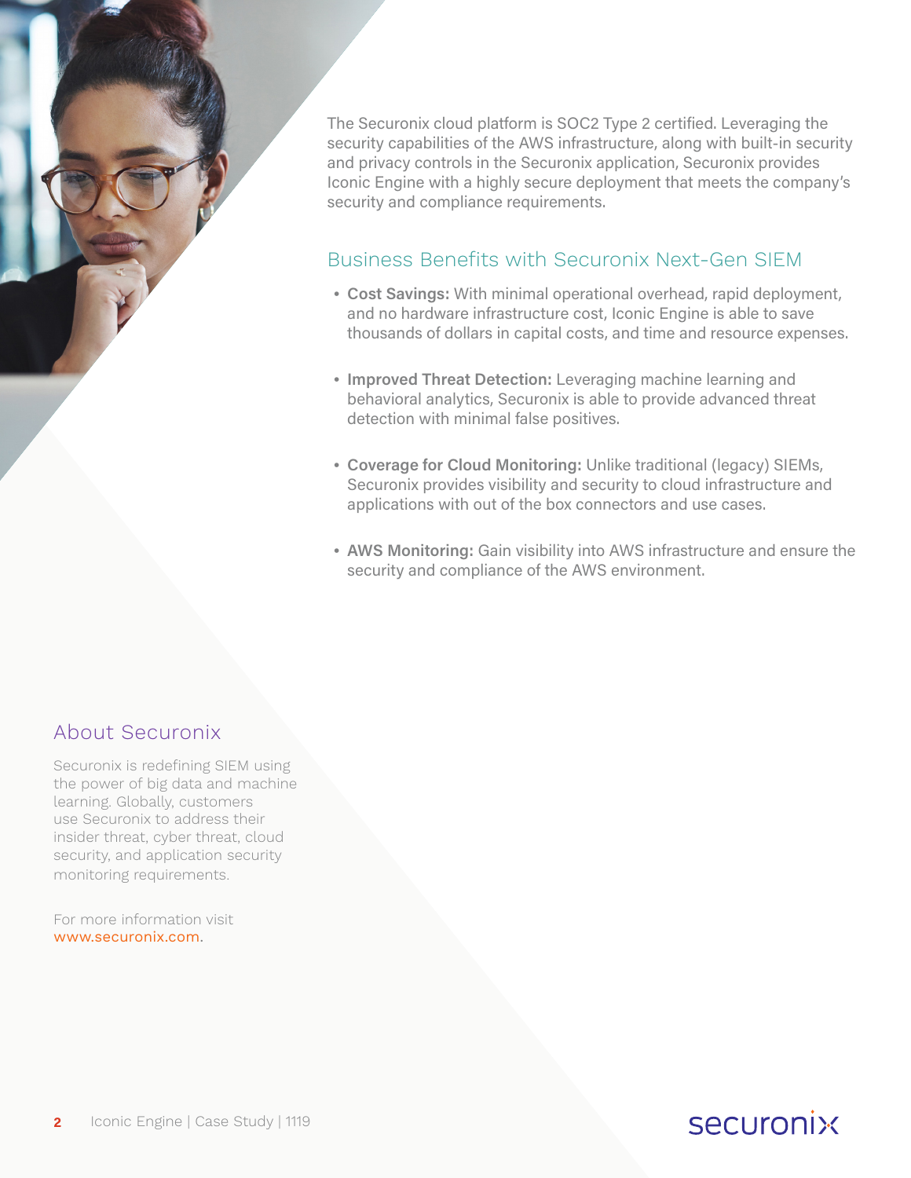The Securonix cloud platform is SOC2 Type 2 certified. Leveraging the security capabilities of the AWS infrastructure, along with built-in security and privacy controls in the Securonix application, Securonix provides Iconic Engine with a highly secure deployment that meets the company's security and compliance requirements.

## Business Benefits with Securonix Next-Gen SIEM

- **Cost Savings:** With minimal operational overhead, rapid deployment, and no hardware infrastructure cost, Iconic Engine is able to save thousands of dollars in capital costs, and time and resource expenses.
- **Improved Threat Detection:** Leveraging machine learning and behavioral analytics, Securonix is able to provide advanced threat detection with minimal false positives.
- **Coverage for Cloud Monitoring:** Unlike traditional (legacy) SIEMs, Securonix provides visibility and security to cloud infrastructure and applications with out of the box connectors and use cases.
- **AWS Monitoring:** Gain visibility into AWS infrastructure and ensure the security and compliance of the AWS environment.

## About Securonix

Securonix is redefining SIEM using the power of big data and machine learning. Globally, customers use Securonix to address their insider threat, cyber threat, cloud security, and application security monitoring requirements.

For more information visit www.securonix.com.